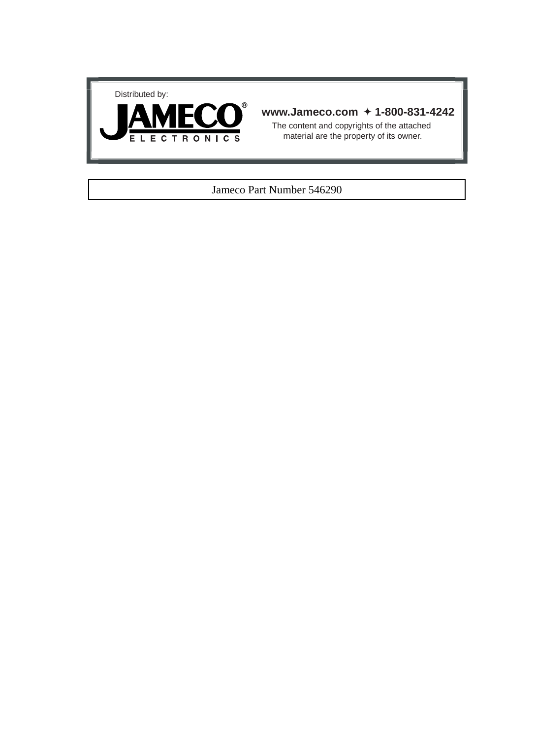Distributed by:

**JAMECO®**
ELECTRONICS

**www.Jameco.com ✦ 1-800-831-4242**

The content and copyrights of the attached material are the property of its owner.

Jameco Part Number 546290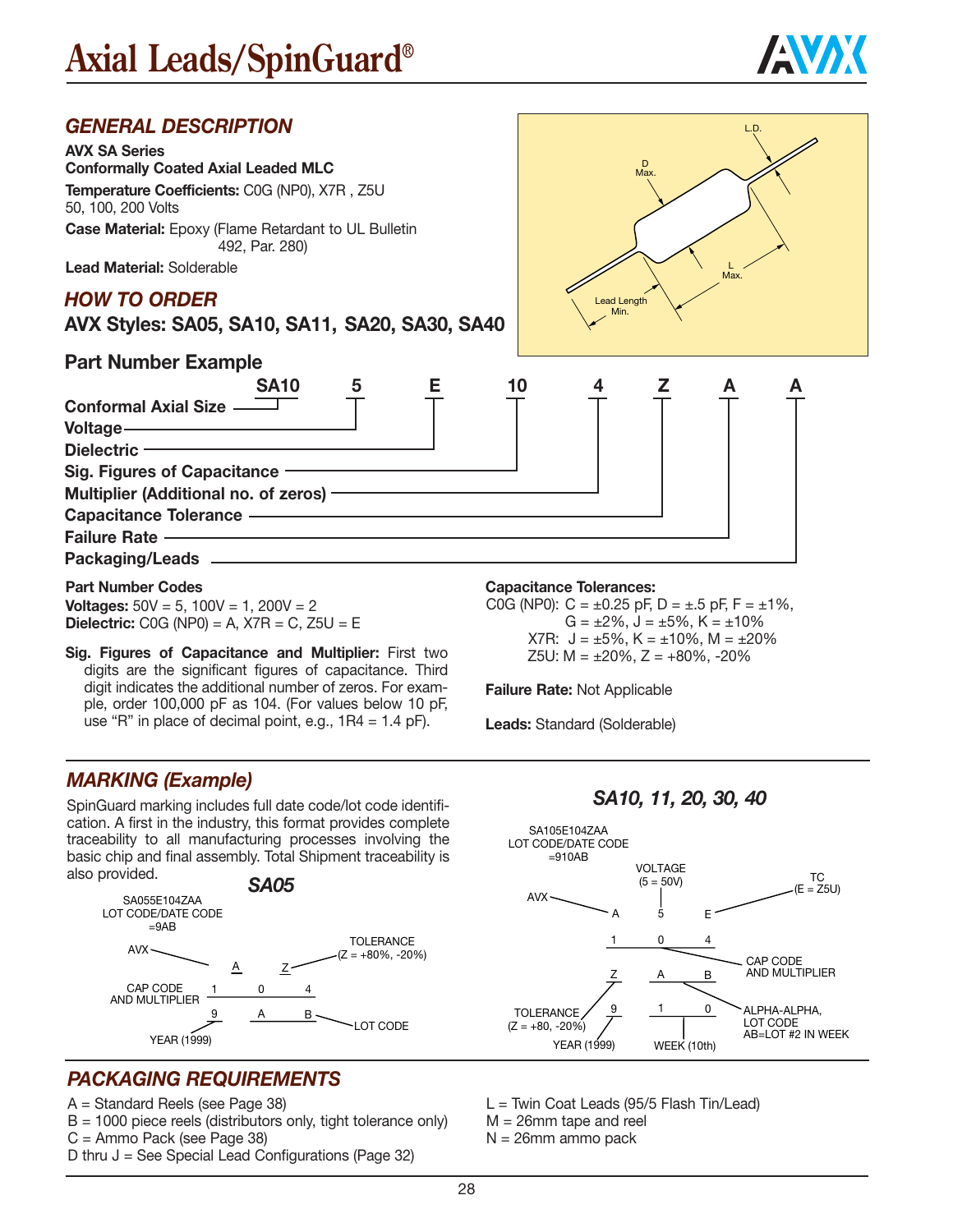# Axial Leads/SpinGuard®

## GENERAL DESCRIPTION

**AVX SA Series**
**Conformally Coated Axial Leaded MLC**
**Temperature Coefficients:** C0G (NP0), X7R , Z5U
50, 100, 200 Volts
**Case Material:** Epoxy (Flame Retardant to UL Bulletin 492, Par. 280)
**Lead Material:** Solderable

L.D.
D Max.
L Max.
Lead Length Min.

## HOW TO ORDER

**AVX Styles: SA05, SA10, SA11, SA20, SA30, SA40**

### Part Number Example

| SA10 | 5 | E | 10 | 4 | Z | A | A |
|---|---|---|---|---|---|---|---|
| Conformal Axial Size | Voltage | Dielectric | Sig. Figures of Capacitance | Multiplier (Additional no. of zeros) | Capacitance Tolerance | Failure Rate | Packaging/Leads |

**Part Number Codes**
**Voltages:** 50V = 5, 100V = 1, 200V = 2
**Dielectric:** C0G (NP0) = A, X7R = C, Z5U = E

**Sig. Figures of Capacitance and Multiplier:** First two digits are the significant figures of capacitance. Third digit indicates the additional number of zeros. For example, order 100,000 pF as 104. (For values below 10 pF, use "R" in place of decimal point, e.g., 1R4 = 1.4 pF).

**Capacitance Tolerances:**
C0G (NP0): C = ±0.25 pF, D = ±.5 pF, F = ±1%, G = ±2%, J = ±5%, K = ±10%
X7R: J = ±5%, K = ±10%, M = ±20%
Z5U: M = ±20%, Z = +80%, -20%

**Failure Rate:** Not Applicable

**Leads:** Standard (Solderable)

## MARKING (Example)

SpinGuard marking includes full date code/lot code identification. A first in the industry, this format provides complete traceability to all manufacturing processes involving the basic chip and final assembly. Total Shipment traceability is also provided.

### SA05

SA055E104ZAA
LOT CODE/DATE CODE =9AB

```
    A    Z
  1   0   4
  9   A   B
```

AVX; TOLERANCE (Z = +80%, -20%); CAP CODE AND MULTIPLIER; LOT CODE; YEAR (1999)

### SA10, 11, 20, 30, 40

SA105E104ZAA
LOT CODE/DATE CODE =910AB

```
  A   5   E
  1   0   4
  Z   A   B
  9   1   0
```

AVX; VOLTAGE (5 = 50V); TC (E = Z5U); CAP CODE AND MULTIPLIER; TOLERANCE (Z = +80, -20%); ALPHA-ALPHA, LOT CODE AB=LOT #2 IN WEEK; YEAR (1999); WEEK (10th)

## PACKAGING REQUIREMENTS

A = Standard Reels (see Page 38)
B = 1000 piece reels (distributors only, tight tolerance only)
C = Ammo Pack (see Page 38)
D thru J = See Special Lead Configurations (Page 32)
L = Twin Coat Leads (95/5 Flash Tin/Lead)
M = 26mm tape and reel
N = 26mm ammo pack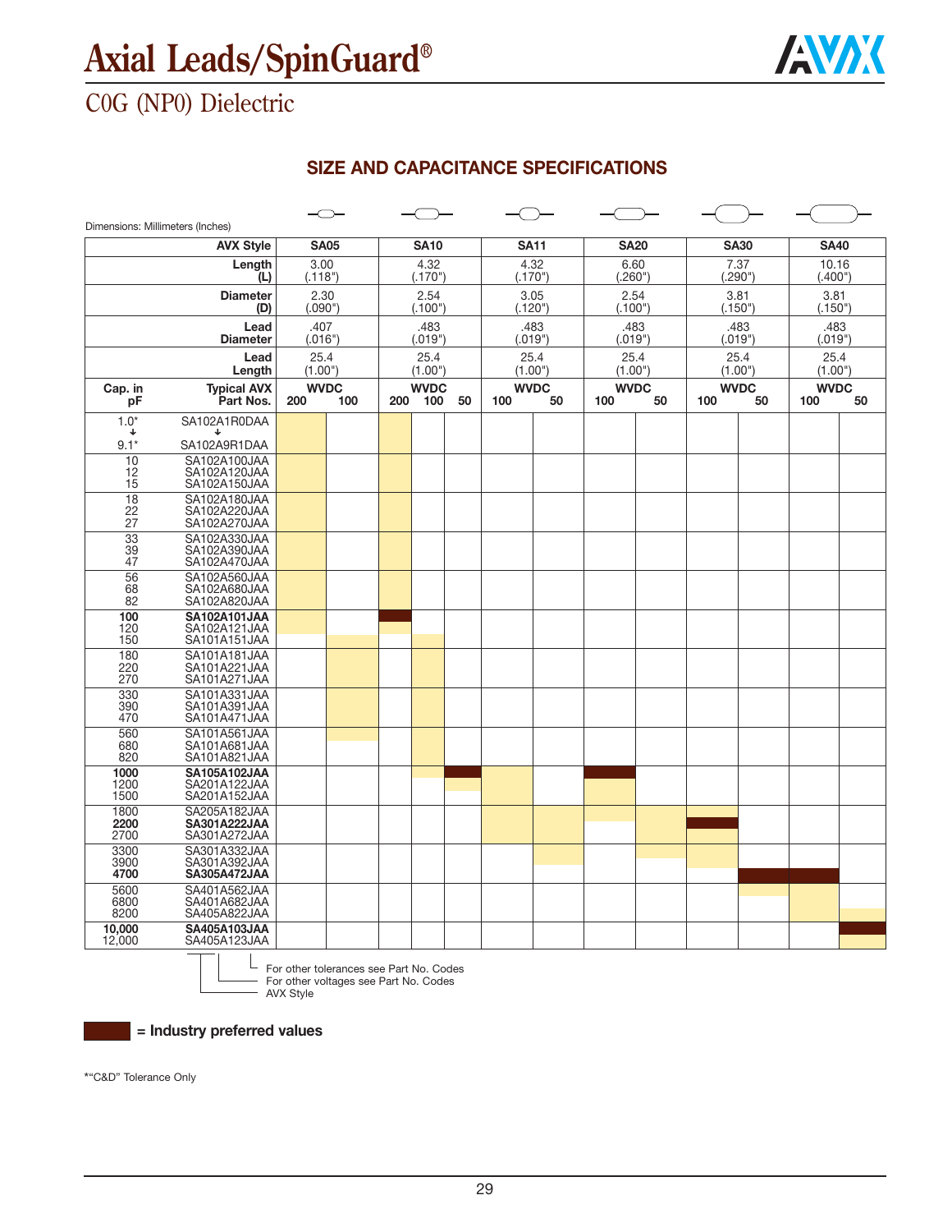# Axial Leads/SpinGuard®

## C0G (NP0) Dielectric

### SIZE AND CAPACITANCE SPECIFICATIONS

Dimensions: Millimeters (Inches)

| | AVX Style | SA05 | | SA10 | | | SA11 | | SA20 | | SA30 | | SA40 | |
|---|---|---|---|---|---|---|---|---|---|---|---|---|---|---|
| | Length (L) | 3.00 (.118") | | 4.32 (.170") | | | 4.32 (.170") | | 6.60 (.260") | | 7.37 (.290") | | 10.16 (.400") | |
| | Diameter (D) | 2.30 (.090") | | 2.54 (.100") | | | 3.05 (.120") | | 2.54 (.100") | | 3.81 (.150") | | 3.81 (.150") | |
| | Lead Diameter | .407 (.016") | | .483 (.019") | | | .483 (.019") | | .483 (.019") | | .483 (.019") | | .483 (.019") | |
| | Lead Length | 25.4 (1.00") | | 25.4 (1.00") | | | 25.4 (1.00") | | 25.4 (1.00") | | 25.4 (1.00") | | 25.4 (1.00") | |
| Cap. in pF | Typical AVX Part Nos. | WVDC 200 | 100 | WVDC 200 | 100 | 50 | WVDC 100 | 50 | WVDC 100 | 50 | WVDC 100 | 50 | WVDC 100 | 50 |
| 1.0* ↓ 9.1* | SA102A1R0DAA ↓ SA102A9R1DAA | | | | | | | | | | | | | |
| 10<br>12<br>15 | SA102A100JAA<br>SA102A120JAA<br>SA102A150JAA | | | | | | | | | | | | | |
| 18<br>22<br>27 | SA102A180JAA<br>SA102A220JAA<br>SA102A270JAA | | | | | | | | | | | | | |
| 33<br>39<br>47 | SA102A330JAA<br>SA102A390JAA<br>SA102A470JAA | | | | | | | | | | | | | |
| 56<br>68<br>82 | SA102A560JAA<br>SA102A680JAA<br>SA102A820JAA | | | | | | | | | | | | | |
| **100**<br>120<br>150 | **SA102A101JAA**<br>SA102A121JAA<br>SA101A151JAA | | | | | | | | | | | | | |
| 180<br>220<br>270 | SA101A181JAA<br>SA101A221JAA<br>SA101A271JAA | | | | | | | | | | | | | |
| 330<br>390<br>470 | SA101A331JAA<br>SA101A391JAA<br>SA101A471JAA | | | | | | | | | | | | | |
| 560<br>680<br>820 | SA101A561JAA<br>SA101A681JAA<br>SA101A821JAA | | | | | | | | | | | | | |
| **1000**<br>1200<br>1500 | **SA105A102JAA**<br>SA201A122JAA<br>SA201A152JAA | | | | | | | | | | | | | |
| 1800<br>**2200**<br>2700 | SA205A182JAA<br>**SA301A222JAA**<br>SA301A272JAA | | | | | | | | | | | | | |
| 3300<br>3900<br>**4700** | SA301A332JAA<br>SA301A392JAA<br>**SA305A472JAA** | | | | | | | | | | | | | |
| 5600<br>6800<br>8200 | SA401A562JAA<br>SA401A682JAA<br>SA405A822JAA | | | | | | | | | | | | | |
| **10,000**<br>12,000 | **SA405A103JAA**<br>SA405A123JAA | | | | | | | | | | | | | |

Part No. code callouts:
- For other tolerances see Part No. Codes
- For other voltages see Part No. Codes
- AVX Style

■ = **Industry preferred values**

*"C&D" Tolerance Only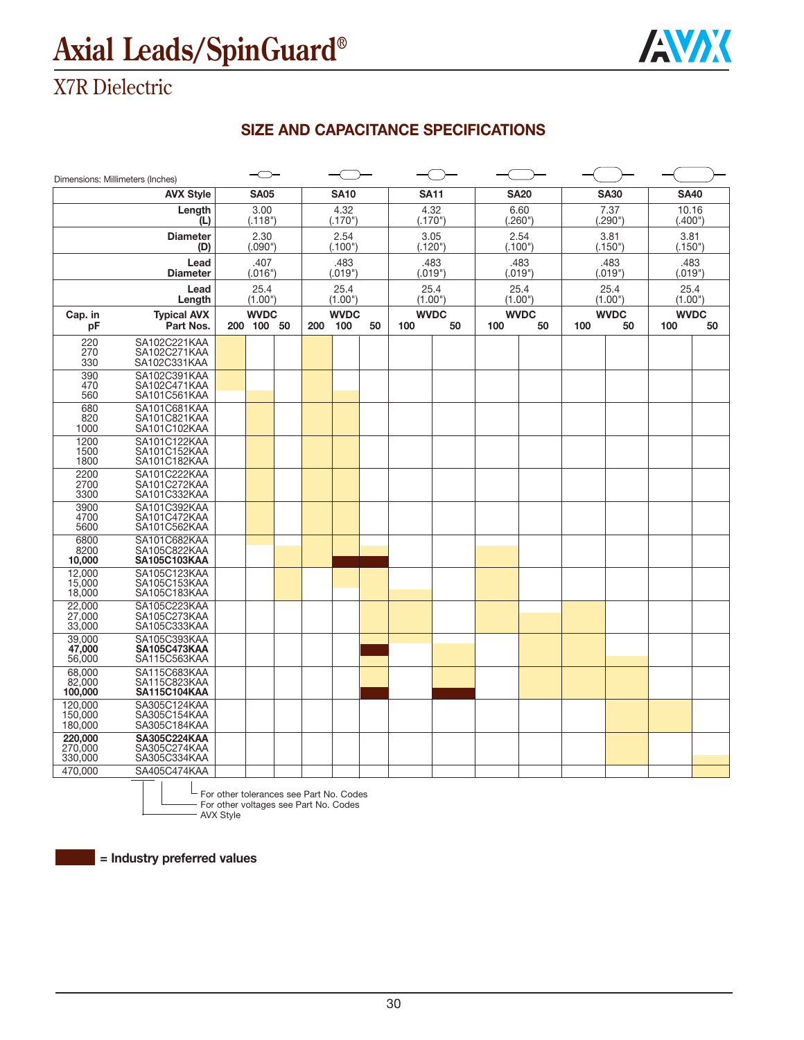# Axial Leads/SpinGuard®

## X7R Dielectric

### SIZE AND CAPACITANCE SPECIFICATIONS

Dimensions: Millimeters (Inches)

| AVX Style | SA05 | SA10 | SA11 | SA20 | SA30 | SA40 |
|---|---|---|---|---|---|---|
| Length (L) | 3.00 (.118") | 4.32 (.170") | 4.32 (.170") | 6.60 (.260") | 7.37 (.290") | 10.16 (.400") |
| Diameter (D) | 2.30 (.090") | 2.54 (.100") | 3.05 (.120") | 2.54 (.100") | 3.81 (.150") | 3.81 (.150") |
| Lead Diameter | .407 (.016") | .483 (.019") | .483 (.019") | .483 (.019") | .483 (.019") | .483 (.019") |
| Lead Length | 25.4 (1.00") | 25.4 (1.00") | 25.4 (1.00") | 25.4 (1.00") | 25.4 (1.00") | 25.4 (1.00") |

| Cap. in pF | Typical AVX Part Nos. | SA05 WVDC 200 | SA05 WVDC 100 | SA05 WVDC 50 | SA10 WVDC 200 | SA10 WVDC 100 | SA10 WVDC 50 | SA11 WVDC 100 | SA11 WVDC 50 | SA20 WVDC 100 | SA20 WVDC 50 | SA30 WVDC 100 | SA30 WVDC 50 | SA40 WVDC 100 | SA40 WVDC 50 |
|---|---|---|---|---|---|---|---|---|---|---|---|---|---|---|---|
| 220 | SA102C221KAA | | | | | | | | | | | | | | |
| 270 | SA102C271KAA | | | | | | | | | | | | | | |
| 330 | SA102C331KAA | | | | | | | | | | | | | | |
| 390 | SA102C391KAA | | | | | | | | | | | | | | |
| 470 | SA102C471KAA | | | | | | | | | | | | | | |
| 560 | SA101C561KAA | | | | | | | | | | | | | | |
| 680 | SA101C681KAA | | | | | | | | | | | | | | |
| 820 | SA101C821KAA | | | | | | | | | | | | | | |
| 1000 | SA101C102KAA | | | | | | | | | | | | | | |
| 1200 | SA101C122KAA | | | | | | | | | | | | | | |
| 1500 | SA101C152KAA | | | | | | | | | | | | | | |
| 1800 | SA101C182KAA | | | | | | | | | | | | | | |
| 2200 | SA101C222KAA | | | | | | | | | | | | | | |
| 2700 | SA101C272KAA | | | | | | | | | | | | | | |
| 3300 | SA101C332KAA | | | | | | | | | | | | | | |
| 3900 | SA101C392KAA | | | | | | | | | | | | | | |
| 4700 | SA101C472KAA | | | | | | | | | | | | | | |
| 5600 | SA101C562KAA | | | | | | | | | | | | | | |
| 6800 | SA101C682KAA | | | | | | | | | | | | | | |
| 8200 | SA105C822KAA | | | | | | | | | | | | | | |
| **10,000** | **SA105C103KAA** | | | | | | | | | | | | | | |
| 12,000 | SA105C123KAA | | | | | | | | | | | | | | |
| 15,000 | SA105C153KAA | | | | | | | | | | | | | | |
| 18,000 | SA105C183KAA | | | | | | | | | | | | | | |
| 22,000 | SA105C223KAA | | | | | | | | | | | | | | |
| 27,000 | SA105C273KAA | | | | | | | | | | | | | | |
| 33,000 | SA105C333KAA | | | | | | | | | | | | | | |
| 39,000 | SA105C393KAA | | | | | | | | | | | | | | |
| **47,000** | **SA105C473KAA** | | | | | | | | | | | | | | |
| 56,000 | SA115C563KAA | | | | | | | | | | | | | | |
| 68,000 | SA115C683KAA | | | | | | | | | | | | | | |
| 82,000 | SA115C823KAA | | | | | | | | | | | | | | |
| **100,000** | **SA115C104KAA** | | | | | | | | | | | | | | |
| 120,000 | SA305C124KAA | | | | | | | | | | | | | | |
| 150,000 | SA305C154KAA | | | | | | | | | | | | | | |
| 180,000 | SA305C184KAA | | | | | | | | | | | | | | |
| **220,000** | **SA305C224KAA** | | | | | | | | | | | | | | |
| 270,000 | SA305C274KAA | | | | | | | | | | | | | | |
| 330,000 | SA305C334KAA | | | | | | | | | | | | | | |
| 470,000 | SA405C474KAA | | | | | | | | | | | | | | |

Part number breakdown:
- For other tolerances see Part No. Codes
- For other voltages see Part No. Codes
- AVX Style

■ = Industry preferred values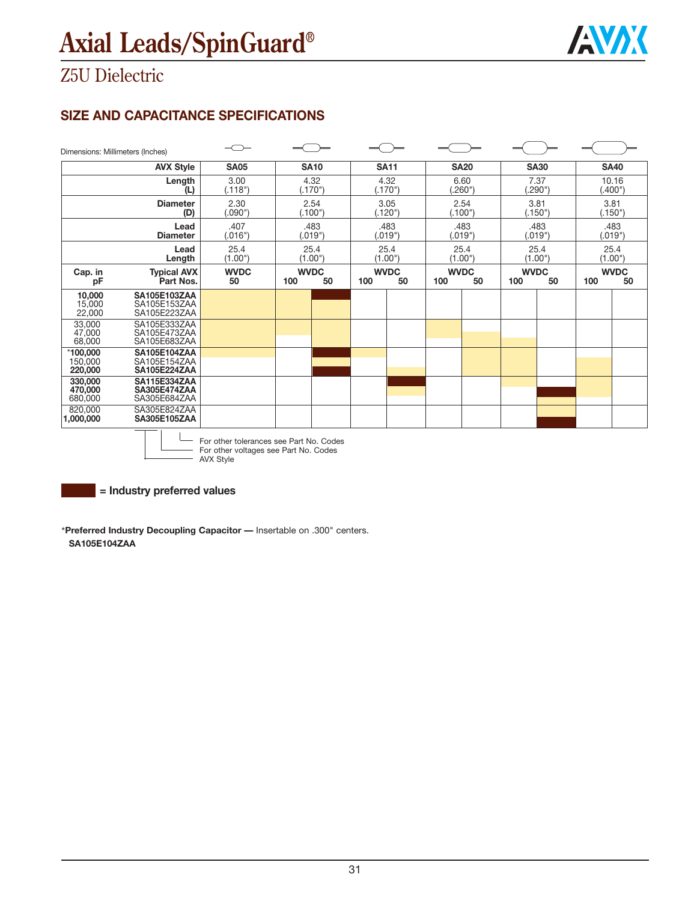# Axial Leads/SpinGuard®

## Z5U Dielectric

### SIZE AND CAPACITANCE SPECIFICATIONS

Dimensions: Millimeters (Inches)

| | AVX Style | SA05 | SA10 | | SA11 | | SA20 | | SA30 | | SA40 | |
|---|---|---|---|---|---|---|---|---|---|---|---|---|
| | Length (L) | 3.00 (.118") | 4.32 (.170") | | 4.32 (.170") | | 6.60 (.260") | | 7.37 (.290") | | 10.16 (.400") | |
| | Diameter (D) | 2.30 (.090") | 2.54 (.100") | | 3.05 (.120") | | 2.54 (.100") | | 3.81 (.150") | | 3.81 (.150") | |
| | Lead Diameter | .407 (.016") | .483 (.019") | | .483 (.019") | | .483 (.019") | | .483 (.019") | | .483 (.019") | |
| | Lead Length | 25.4 (1.00") | 25.4 (1.00") | | 25.4 (1.00") | | 25.4 (1.00") | | 25.4 (1.00") | | 25.4 (1.00") | |
| Cap. in pF | Typical AVX Part Nos. | WVDC 50 | WVDC 100 | 50 | WVDC 100 | 50 | WVDC 100 | 50 | WVDC 100 | 50 | WVDC 100 | 50 |
| **10,000** | **SA105E103ZAA** | | | | | | | | | | | |
| 15,000 | SA105E153ZAA | | | | | | | | | | | |
| 22,000 | SA105E223ZAA | | | | | | | | | | | |
| 33,000 | SA105E333ZAA | | | | | | | | | | | |
| 47,000 | SA105E473ZAA | | | | | | | | | | | |
| 68,000 | SA105E683ZAA | | | | | | | | | | | |
| ***100,000** | **SA105E104ZAA** | | | | | | | | | | | |
| 150,000 | SA105E154ZAA | | | | | | | | | | | |
| **220,000** | **SA105E224ZAA** | | | | | | | | | | | |
| **330,000** | **SA115E334ZAA** | | | | | | | | | | | |
| **470,000** | **SA305E474ZAA** | | | | | | | | | | | |
| 680,000 | SA305E684ZAA | | | | | | | | | | | |
| 820,000 | SA305E824ZAA | | | | | | | | | | | |
| **1,000,000** | **SA305E105ZAA** | | | | | | | | | | | |

For other tolerances see Part No. Codes
For other voltages see Part No. Codes
AVX Style

**= Industry preferred values**

*Preferred Industry Decoupling Capacitor —** Insertable on .300" centers.
**SA105E104ZAA**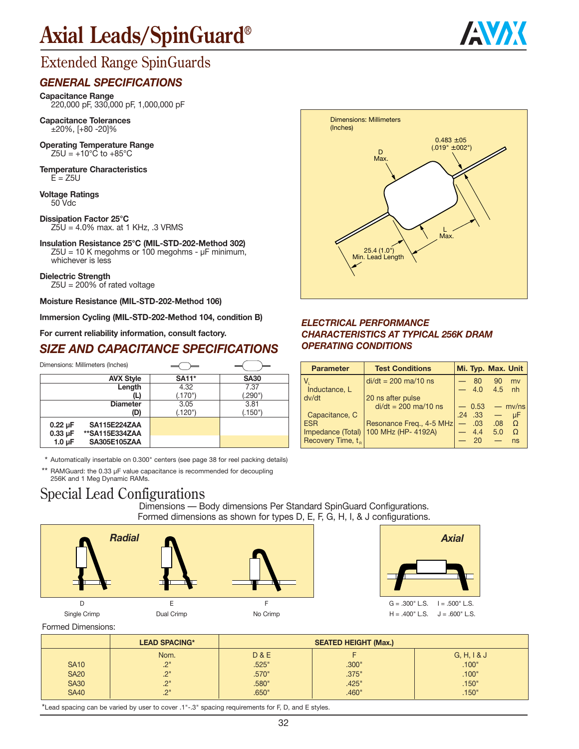# Axial Leads/SpinGuard®

## Extended Range SpinGuards

### GENERAL SPECIFICATIONS

**Capacitance Range**
220,000 pF, 330,000 pF, 1,000,000 pF

**Capacitance Tolerances**
±20%, [+80 -20]%

**Operating Temperature Range**
Z5U = +10°C to +85°C

**Temperature Characteristics**
E = Z5U

**Voltage Ratings**
50 Vdc

**Dissipation Factor 25°C**
Z5U = 4.0% max. at 1 KHz, .3 VRMS

**Insulation Resistance 25°C (MIL-STD-202-Method 302)**
Z5U = 10 K megohms or 100 megohms - μF minimum, whichever is less

**Dielectric Strength**
Z5U = 200% of rated voltage

**Moisture Resistance (MIL-STD-202-Method 106)**

**Immersion Cycling (MIL-STD-202-Method 104, condition B)**

**For current reliability information, consult factory.**

Dimensions: Millimeters (Inches)

0.483 ±05 (.019" ±002")

D Max.

L Max.

25.4 (1.0") Min. Lead Length

### SIZE AND CAPACITANCE SPECIFICATIONS

Dimensions: Millimeters (Inches)

| | AVX Style | SA11* | SA30 |
|---|---|---|---|
| | Length (L) | 4.32 (.170") | 7.37 (.290") |
| | Diameter (D) | 3.05 (.120") | 3.81 (.150") |
| 0.22 μF | SA115E224ZAA | ■ | |
| 0.33 μF | **SA115E334ZAA | ■ | |
| 1.0 μF | SA305E105ZAA | | ■ |

\* Automatically insertable on 0.300" centers (see page 38 for reel packing details)

\*\* RAMGuard: the 0.33 μF value capacitance is recommended for decoupling 256K and 1 Meg Dynamic RAMs.

### ELECTRICAL PERFORMANCE CHARACTERISTICS AT TYPICAL 256K DRAM OPERATING CONDITIONS

| Parameter | Test Conditions | Mi. | Typ. | Max. | Unit |
|---|---|---|---|---|---|
| $V_L$ | di/dt = 200 ma/10 ns | — | 80 | 90 | mv |
| Inductance, L | | — | 4.0 | 4.5 | nh |
| dv/dt | 20 ns after pulse di/dt = 200 ma/10 ns | — | 0.53 | — | mv/ns |
| Capacitance, C | | .24 | .33 | — | μF |
| ESR | Resonance Freq., 4-5 MHz | — | .03 | .08 | Ω |
| Impedance (Total) | 100 MHz (HP- 4192A) | — | 4.4 | 5.0 | Ω |
| Recovery Time, $t_R$ | | — | 20 | — | ns |

## Special Lead Configurations

Dimensions — Body dimensions Per Standard SpinGuard Configurations.
Formed dimensions as shown for types D, E, F, G, H, I, & J configurations.

Radial

D
Single Crimp

E
Dual Crimp

F
No Crimp

Axial

G = .300" L.S. I = .500" L.S.
H = .400" L.S. J = .600" L.S.

Formed Dimensions:

| | LEAD SPACING* | SEATED HEIGHT (Max.) | | |
|---|---|---|---|---|
| | Nom. | D & E | F | G, H, I & J |
| SA10 | .2" | .525" | .300" | .100" |
| SA20 | .2" | .570" | .375" | .100" |
| SA30 | .2" | .580" | .425" | .150" |
| SA40 | .2" | .650" | .460" | .150" |

\*Lead spacing can be varied by user to cover .1"-.3" spacing requirements for F, D, and E styles.